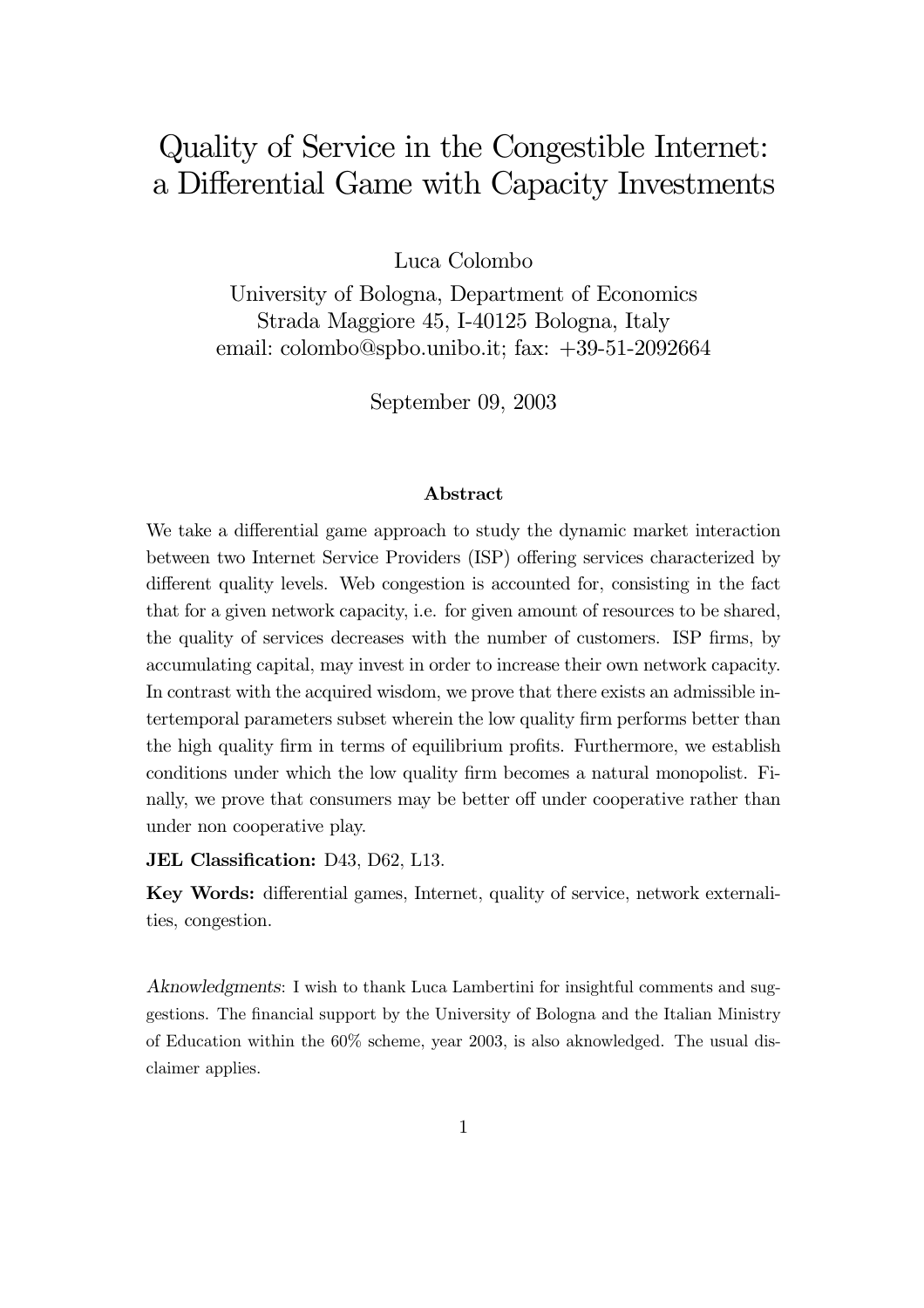# Quality of Service in the Congestible Internet: a Differential Game with Capacity Investments

Luca Colombo

University of Bologna, Department of Economics
Strada Maggiore 45, I-40125 Bologna, Italy
email: colombo@spbo.unibo.it; fax: +39-51-2092664

September 09, 2003

### Abstract

We take a differential game approach to study the dynamic market interaction between two Internet Service Providers (ISP) offering services characterized by different quality levels. Web congestion is accounted for, consisting in the fact that for a given network capacity, i.e. for given amount of resources to be shared, the quality of services decreases with the number of customers. ISP firms, by accumulating capital, may invest in order to increase their own network capacity. In contrast with the acquired wisdom, we prove that there exists an admissible intertemporal parameters subset wherein the low quality firm performs better than the high quality firm in terms of equilibrium profits. Furthermore, we establish conditions under which the low quality firm becomes a natural monopolist. Finally, we prove that consumers may be better off under cooperative rather than under non cooperative play.

**JEL Classification:** D43, D62, L13.

**Key Words:** differential games, Internet, quality of service, network externalities, congestion.

*Aknowledgments*: I wish to thank Luca Lambertini for insightful comments and suggestions. The financial support by the University of Bologna and the Italian Ministry of Education within the 60% scheme, year 2003, is also aknowledged. The usual disclaimer applies.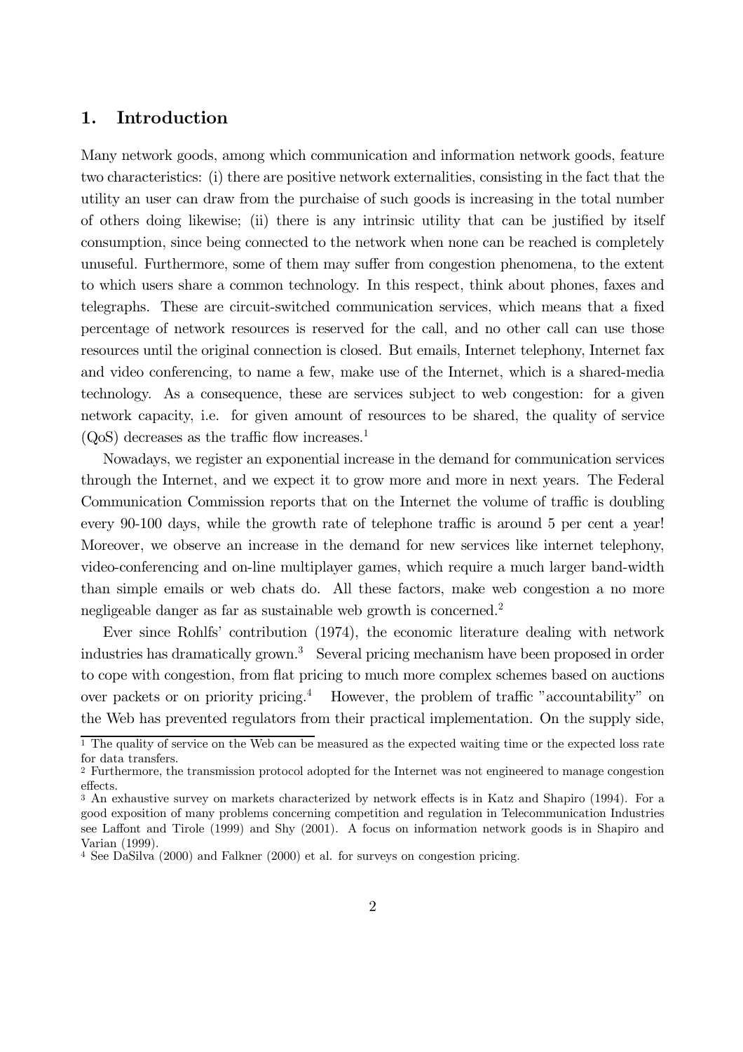## 1. Introduction

Many network goods, among which communication and information network goods, feature two characteristics: (i) there are positive network externalities, consisting in the fact that the utility an user can draw from the purchaise of such goods is increasing in the total number of others doing likewise; (ii) there is any intrinsic utility that can be justified by itself consumption, since being connected to the network when none can be reached is completely unuseful. Furthermore, some of them may suffer from congestion phenomena, to the extent to which users share a common technology. In this respect, think about phones, faxes and telegraphs. These are circuit-switched communication services, which means that a fixed percentage of network resources is reserved for the call, and no other call can use those resources until the original connection is closed. But emails, Internet telephony, Internet fax and video conferencing, to name a few, make use of the Internet, which is a shared-media technology. As a consequence, these are services subject to web congestion: for a given network capacity, i.e. for given amount of resources to be shared, the quality of service (QoS) decreases as the traffic flow increases.[1]

Nowadays, we register an exponential increase in the demand for communication services through the Internet, and we expect it to grow more and more in next years. The Federal Communication Commission reports that on the Internet the volume of traffic is doubling every 90-100 days, while the growth rate of telephone traffic is around 5 per cent a year! Moreover, we observe an increase in the demand for new services like internet telephony, video-conferencing and on-line multiplayer games, which require a much larger band-width than simple emails or web chats do. All these factors, make web congestion a no more negligeable danger as far as sustainable web growth is concerned.[2]

Ever since Rohlfs' contribution (1974), the economic literature dealing with network industries has dramatically grown.[3] Several pricing mechanism have been proposed in order to cope with congestion, from flat pricing to much more complex schemes based on auctions over packets or on priority pricing.[4] However, the problem of traffic "accountability" on the Web has prevented regulators from their practical implementation. On the supply side,

---

[1] The quality of service on the Web can be measured as the expected waiting time or the expected loss rate for data transfers.

[2] Furthermore, the transmission protocol adopted for the Internet was not engineered to manage congestion effects.

[3] An exhaustive survey on markets characterized by network effects is in Katz and Shapiro (1994). For a good exposition of many problems concerning competition and regulation in Telecommunication Industries see Laffont and Tirole (1999) and Shy (2001). A focus on information network goods is in Shapiro and Varian (1999).

[4] See DaSilva (2000) and Falkner (2000) et al. for surveys on congestion pricing.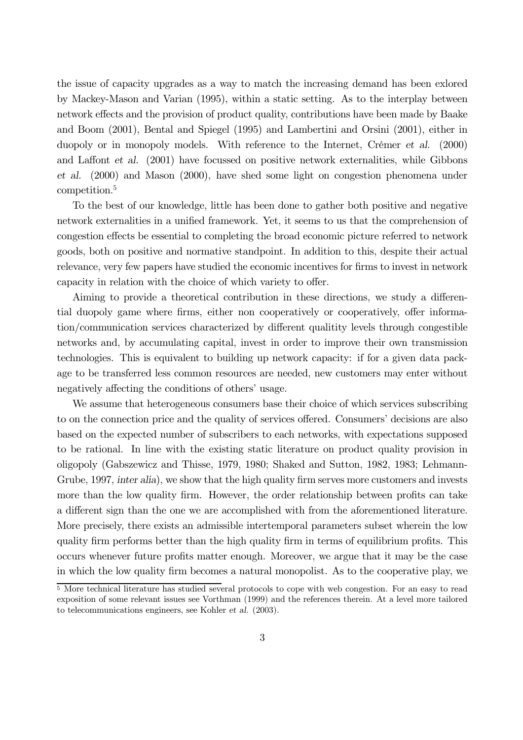the issue of capacity upgrades as a way to match the increasing demand has been exlored by Mackey-Mason and Varian (1995), within a static setting. As to the interplay between network effects and the provision of product quality, contributions have been made by Baake and Boom (2001), Bental and Spiegel (1995) and Lambertini and Orsini (2001), either in duopoly or in monopoly models. With reference to the Internet, Crémer *et al.* (2000) and Laffont *et al.* (2001) have focussed on positive network externalities, while Gibbons *et al.* (2000) and Mason (2000), have shed some light on congestion phenomena under competition.[5]

To the best of our knowledge, little has been done to gather both positive and negative network externalities in a unified framework. Yet, it seems to us that the comprehension of congestion effects be essential to completing the broad economic picture referred to network goods, both on positive and normative standpoint. In addition to this, despite their actual relevance, very few papers have studied the economic incentives for firms to invest in network capacity in relation with the choice of which variety to offer.

Aiming to provide a theoretical contribution in these directions, we study a differential duopoly game where firms, either non cooperatively or cooperatively, offer information/communication services characterized by different qualitity levels through congestible networks and, by accumulating capital, invest in order to improve their own transmission technologies. This is equivalent to building up network capacity: if for a given data package to be transferred less common resources are needed, new customers may enter without negatively affecting the conditions of others' usage.

We assume that heterogeneous consumers base their choice of which services subscribing to on the connection price and the quality of services offered. Consumers' decisions are also based on the expected number of subscribers to each networks, with expectations supposed to be rational. In line with the existing static literature on product quality provision in oligopoly (Gabszewicz and Thisse, 1979, 1980; Shaked and Sutton, 1982, 1983; Lehmann-Grube, 1997, *inter alia*), we show that the high quality firm serves more customers and invests more than the low quality firm. However, the order relationship between profits can take a different sign than the one we are accomplished with from the aforementioned literature. More precisely, there exists an admissible intertemporal parameters subset wherein the low quality firm performs better than the high quality firm in terms of equilibrium profits. This occurs whenever future profits matter enough. Moreover, we argue that it may be the case in which the low quality firm becomes a natural monopolist. As to the cooperative play, we

[5] More technical literature has studied several protocols to cope with web congestion. For an easy to read exposition of some relevant issues see Vorthman (1999) and the references therein. At a level more tailored to telecommunications engineers, see Kohler *et al.* (2003).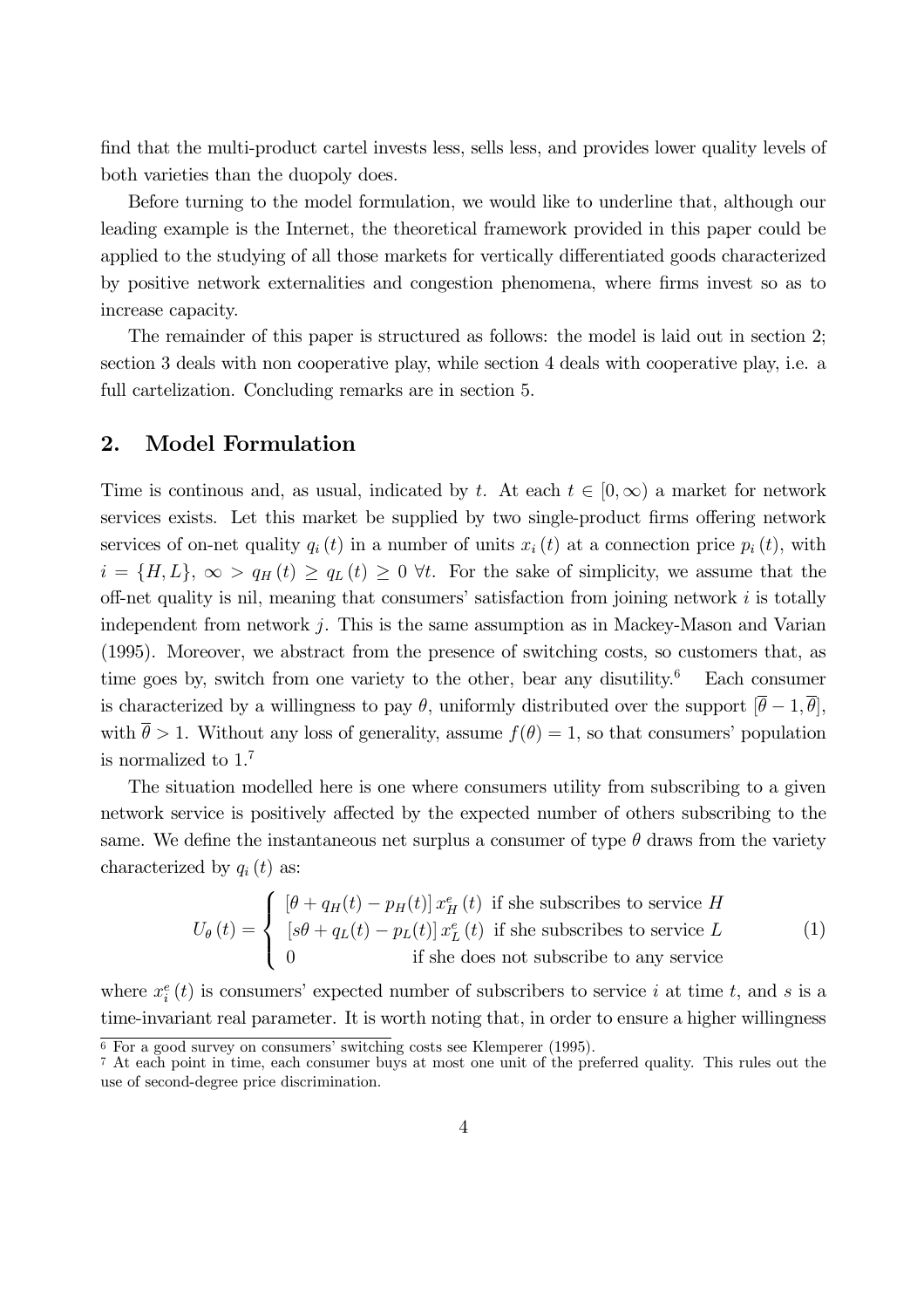find that the multi-product cartel invests less, sells less, and provides lower quality levels of both varieties than the duopoly does.

Before turning to the model formulation, we would like to underline that, although our leading example is the Internet, the theoretical framework provided in this paper could be applied to the studying of all those markets for vertically differentiated goods characterized by positive network externalities and congestion phenomena, where firms invest so as to increase capacity.

The remainder of this paper is structured as follows: the model is laid out in section 2; section 3 deals with non cooperative play, while section 4 deals with cooperative play, i.e. a full cartelization. Concluding remarks are in section 5.

## 2. Model Formulation

Time is continous and, as usual, indicated by $t$. At each $t \in [0, \infty)$ a market for network services exists. Let this market be supplied by two single-product firms offering network services of on-net quality $q_i(t)$ in a number of units $x_i(t)$ at a connection price $p_i(t)$, with $i = \{H, L\}$, $\infty > q_H(t) \geq q_L(t) \geq 0 \; \forall t$. For the sake of simplicity, we assume that the off-net quality is nil, meaning that consumers' satisfaction from joining network $i$ is totally independent from network $j$. This is the same assumption as in Mackey-Mason and Varian (1995). Moreover, we abstract from the presence of switching costs, so customers that, as time goes by, switch from one variety to the other, bear any disutility.[6] Each consumer is characterized by a willingness to pay $\theta$, uniformly distributed over the support $[\overline{\theta} - 1, \overline{\theta}]$, with $\overline{\theta} > 1$. Without any loss of generality, assume $f(\theta) = 1$, so that consumers' population is normalized to 1.[7]

The situation modelled here is one where consumers utility from subscribing to a given network service is positively affected by the expected number of others subscribing to the same. We define the instantaneous net surplus a consumer of type $\theta$ draws from the variety characterized by $q_i(t)$ as:

$$U_\theta(t) = \begin{cases} [\theta + q_H(t) - p_H(t)] \, x_H^e(t) & \text{if she subscribes to service } H \\ [s\theta + q_L(t) - p_L(t)] \, x_L^e(t) & \text{if she subscribes to service } L \\ 0 & \text{if she does not subscribe to any service} \end{cases} \tag{1}$$

where $x_i^e(t)$ is consumers' expected number of subscribers to service $i$ at time $t$, and $s$ is a time-invariant real parameter. It is worth noting that, in order to ensure a higher willingness

[6] For a good survey on consumers' switching costs see Klemperer (1995).

[7] At each point in time, each consumer buys at most one unit of the preferred quality. This rules out the use of second-degree price discrimination.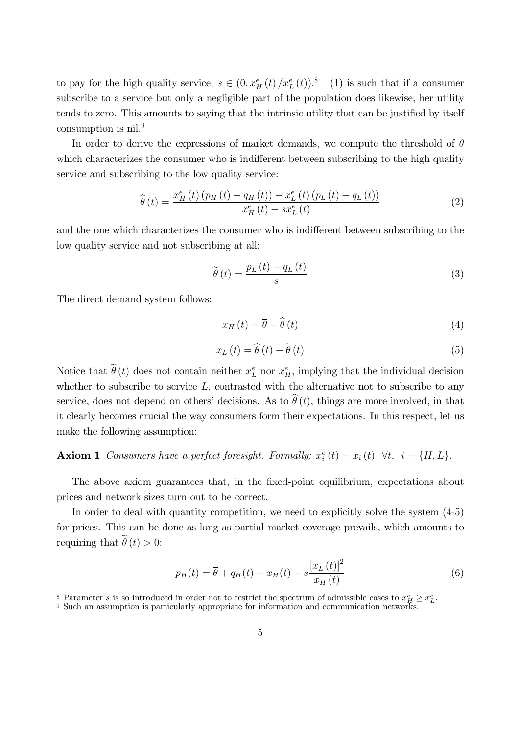to pay for the high quality service, $s \in (0, x_H^e(t)/x_L^e(t))$.[8] (1) is such that if a consumer subscribe to a service but only a negligible part of the population does likewise, her utility tends to zero. This amounts to saying that the intrinsic utility that can be justified by itself consumption is nil.[9]

In order to derive the expressions of market demands, we compute the threshold of $\theta$ which characterizes the consumer who is indifferent between subscribing to the high quality service and subscribing to the low quality service:

$$\widehat{\theta}(t) = \frac{x_H^e(t)(p_H(t) - q_H(t)) - x_L^e(t)(p_L(t) - q_L(t))}{x_H^e(t) - s x_L^e(t)} \tag{2}$$

and the one which characterizes the consumer who is indifferent between subscribing to the low quality service and not subscribing at all:

$$\widetilde{\theta}(t) = \frac{p_L(t) - q_L(t)}{s} \tag{3}$$

The direct demand system follows:

$$x_H(t) = \overline{\theta} - \widehat{\theta}(t) \tag{4}$$

$$x_L(t) = \widehat{\theta}(t) - \widetilde{\theta}(t) \tag{5}$$

Notice that $\widetilde{\theta}(t)$ does not contain neither $x_L^e$ nor $x_H^e$, implying that the individual decision whether to subscribe to service $L$, contrasted with the alternative not to subscribe to any service, does not depend on others' decisions. As to $\widehat{\theta}(t)$, things are more involved, in that it clearly becomes crucial the way consumers form their expectations. In this respect, let us make the following assumption:

**Axiom 1** *Consumers have a perfect foresight. Formally:* $x_i^e(t) = x_i(t) \ \ \forall t, \ \ i = \{H, L\}$.

The above axiom guarantees that, in the fixed-point equilibrium, expectations about prices and network sizes turn out to be correct.

In order to deal with quantity competition, we need to explicitly solve the system (4-5) for prices. This can be done as long as partial market coverage prevails, which amounts to requiring that $\widetilde{\theta}(t) > 0$:

$$p_H(t) = \overline{\theta} + q_H(t) - x_H(t) - s\frac{[x_L(t)]^2}{x_H(t)} \tag{6}$$

[8] Parameter $s$ is so introduced in order not to restrict the spectrum of admissible cases to $x_H^e \geq x_L^e$.

[9] Such an assumption is particularly appropriate for information and communication networks.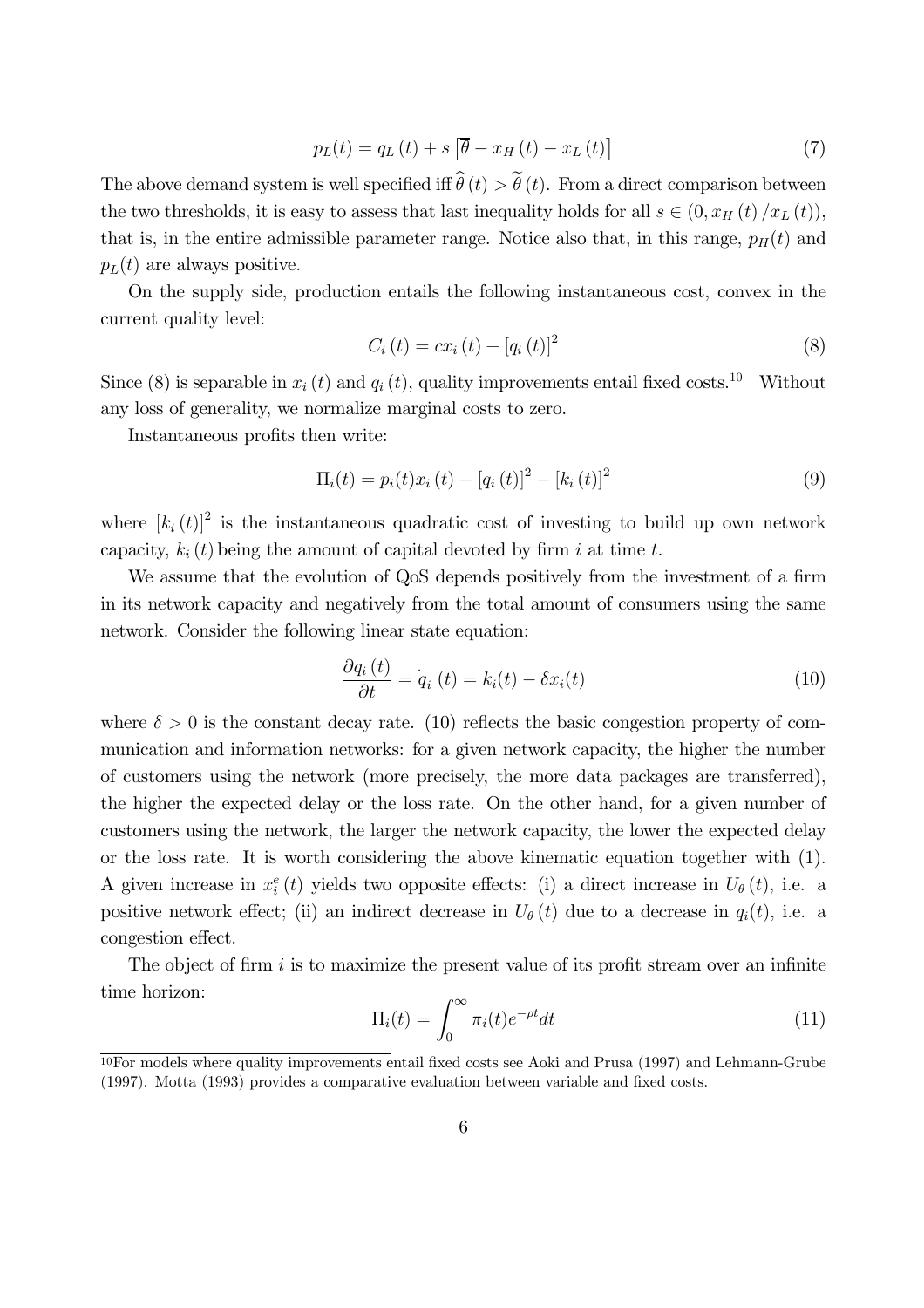$$p_L(t) = q_L(t) + s\left[\overline{\theta} - x_H(t) - x_L(t)\right] \tag{7}$$

The above demand system is well specified iff $\widehat{\theta}(t) > \widetilde{\theta}(t)$. From a direct comparison between the two thresholds, it is easy to assess that last inequality holds for all $s \in (0, x_H(t)/x_L(t))$, that is, in the entire admissible parameter range. Notice also that, in this range, $p_H(t)$ and $p_L(t)$ are always positive.

On the supply side, production entails the following instantaneous cost, convex in the current quality level:

$$C_i(t) = cx_i(t) + [q_i(t)]^2 \tag{8}$$

Since (8) is separable in $x_i(t)$ and $q_i(t)$, quality improvements entail fixed costs.[10] Without any loss of generality, we normalize marginal costs to zero.

Instantaneous profits then write:

$$\Pi_i(t) = p_i(t)x_i(t) - [q_i(t)]^2 - [k_i(t)]^2 \tag{9}$$

where $[k_i(t)]^2$ is the instantaneous quadratic cost of investing to build up own network capacity, $k_i(t)$ being the amount of capital devoted by firm $i$ at time $t$.

We assume that the evolution of QoS depends positively from the investment of a firm in its network capacity and negatively from the total amount of consumers using the same network. Consider the following linear state equation:

$$\frac{\partial q_i(t)}{\partial t} = \dot{q_i}(t) = k_i(t) - \delta x_i(t) \tag{10}$$

where $\delta > 0$ is the constant decay rate. (10) reflects the basic congestion property of communication and information networks: for a given network capacity, the higher the number of customers using the network (more precisely, the more data packages are transferred), the higher the expected delay or the loss rate. On the other hand, for a given number of customers using the network, the larger the network capacity, the lower the expected delay or the loss rate. It is worth considering the above kinematic equation together with (1). A given increase in $x_i^e(t)$ yields two opposite effects: (i) a direct increase in $U_\theta(t)$, i.e. a positive network effect; (ii) an indirect decrease in $U_\theta(t)$ due to a decrease in $q_i(t)$, i.e. a congestion effect.

The object of firm $i$ is to maximize the present value of its profit stream over an infinite time horizon:

$$\Pi_i(t) = \int_0^\infty \pi_i(t)e^{-\rho t}dt \tag{11}$$

[10] For models where quality improvements entail fixed costs see Aoki and Prusa (1997) and Lehmann-Grube (1997). Motta (1993) provides a comparative evaluation between variable and fixed costs.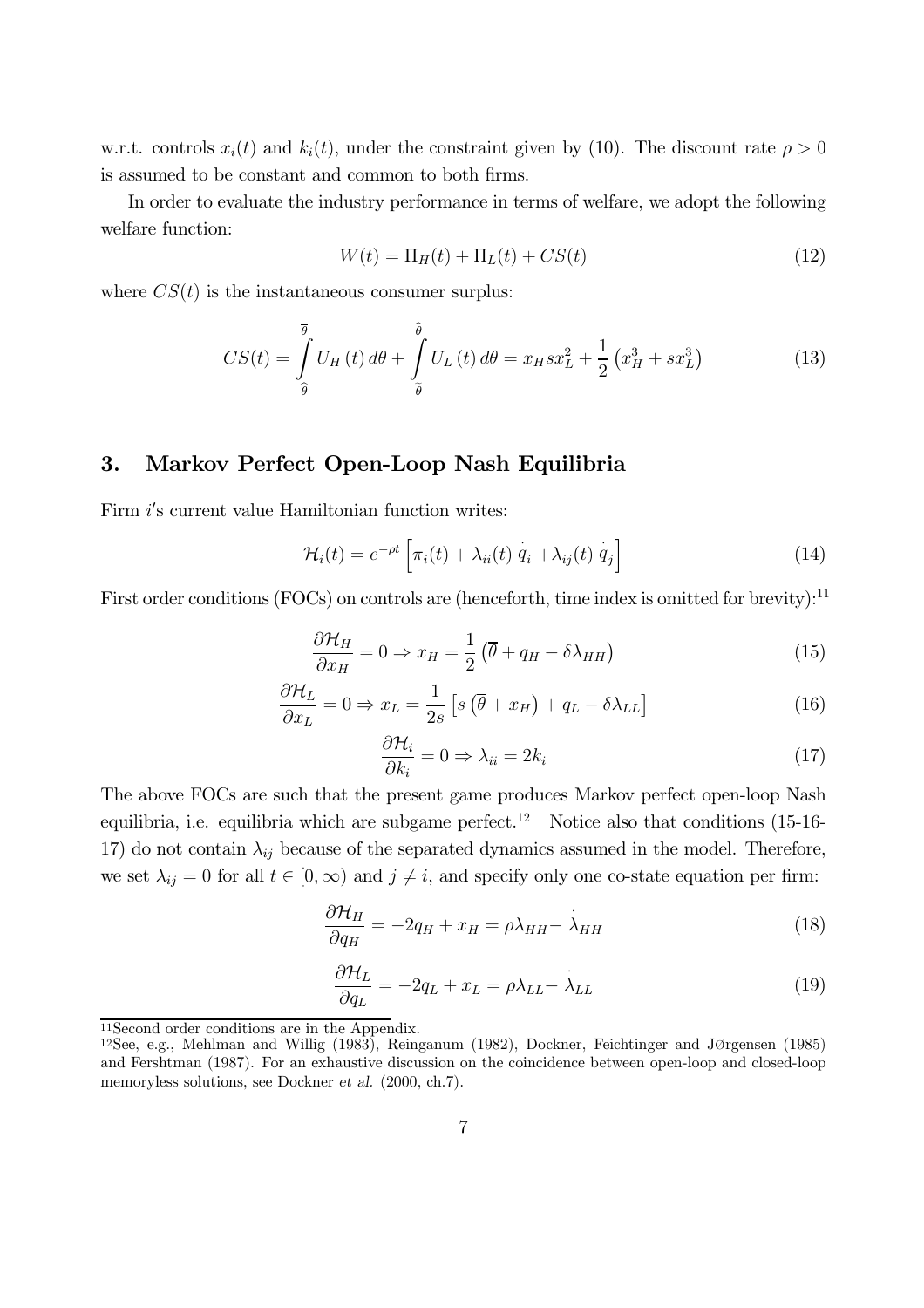w.r.t. controls $x_i(t)$ and $k_i(t)$, under the constraint given by (10). The discount rate $\rho > 0$ is assumed to be constant and common to both firms.

In order to evaluate the industry performance in terms of welfare, we adopt the following welfare function:

$$W(t) = \Pi_H(t) + \Pi_L(t) + CS(t) \tag{12}$$

where $CS(t)$ is the instantaneous consumer surplus:

$$CS(t) = \int_{\widehat{\theta}}^{\overline{\theta}} U_H(t)\, d\theta + \int_{\widetilde{\theta}}^{\widehat{\theta}} U_L(t)\, d\theta = x_H s x_L^2 + \frac{1}{2}\left(x_H^3 + s x_L^3\right) \tag{13}$$

## 3. Markov Perfect Open-Loop Nash Equilibria

Firm $i$'s current value Hamiltonian function writes:

$$\mathcal{H}_i(t) = e^{-\rho t}\left[\pi_i(t) + \lambda_{ii}(t)\,\dot{q}_i + \lambda_{ij}(t)\,\dot{q}_j\right] \tag{14}$$

First order conditions (FOCs) on controls are (henceforth, time index is omitted for brevity):[11]

$$\frac{\partial \mathcal{H}_H}{\partial x_H} = 0 \Rightarrow x_H = \frac{1}{2}\left(\overline{\theta} + q_H - \delta\lambda_{HH}\right) \tag{15}$$

$$\frac{\partial \mathcal{H}_L}{\partial x_L} = 0 \Rightarrow x_L = \frac{1}{2s}\left[s\left(\overline{\theta} + x_H\right) + q_L - \delta\lambda_{LL}\right] \tag{16}$$

$$\frac{\partial \mathcal{H}_i}{\partial k_i} = 0 \Rightarrow \lambda_{ii} = 2k_i \tag{17}$$

The above FOCs are such that the present game produces Markov perfect open-loop Nash equilibria, i.e. equilibria which are subgame perfect.[12] Notice also that conditions (15-16-17) do not contain $\lambda_{ij}$ because of the separated dynamics assumed in the model. Therefore, we set $\lambda_{ij} = 0$ for all $t \in [0, \infty)$ and $j \neq i$, and specify only one co-state equation per firm:

$$\frac{\partial \mathcal{H}_H}{\partial q_H} = -2q_H + x_H = \rho\lambda_{HH} - \dot{\lambda}_{HH} \tag{18}$$

$$\frac{\partial \mathcal{H}_L}{\partial q_L} = -2q_L + x_L = \rho\lambda_{LL} - \dot{\lambda}_{LL} \tag{19}$$

---

[11] Second order conditions are in the Appendix.

[12] See, e.g., Mehlman and Willig (1983), Reinganum (1982), Dockner, Feichtinger and Jørgensen (1985) and Fershtman (1987). For an exhaustive discussion on the coincidence between open-loop and closed-loop memoryless solutions, see Dockner *et al.* (2000, ch.7).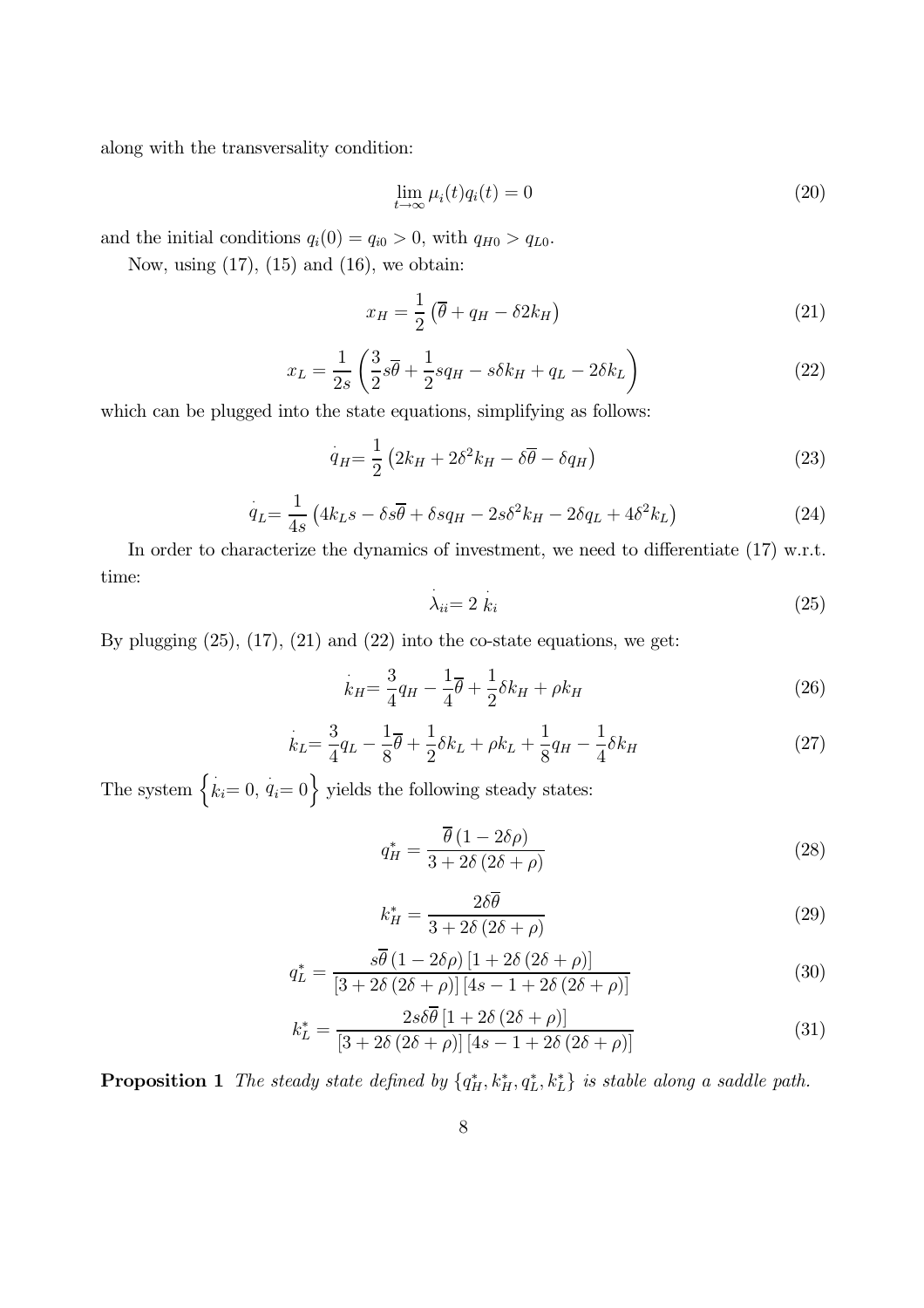along with the transversality condition:

$$\lim_{t\to\infty} \mu_i(t) q_i(t) = 0 \tag{20}$$

and the initial conditions $q_i(0) = q_{i0} > 0$, with $q_{H0} > q_{L0}$.

Now, using (17), (15) and (16), we obtain:

$$x_H = \frac{1}{2}\left(\overline{\theta} + q_H - \delta 2 k_H\right) \tag{21}$$

$$x_L = \frac{1}{2s}\left(\frac{3}{2}s\overline{\theta} + \frac{1}{2}s q_H - s\delta k_H + q_L - 2\delta k_L\right) \tag{22}$$

which can be plugged into the state equations, simplifying as follows:

$$\dot{q}_H = \frac{1}{2}\left(2k_H + 2\delta^2 k_H - \delta\overline{\theta} - \delta q_H\right) \tag{23}$$

$$\dot{q}_L = \frac{1}{4s}\left(4k_L s - \delta s\overline{\theta} + \delta s q_H - 2s\delta^2 k_H - 2\delta q_L + 4\delta^2 k_L\right) \tag{24}$$

In order to characterize the dynamics of investment, we need to differentiate (17) w.r.t. time:

$$\dot{\lambda}_{ii} = 2\,\dot{k}_i \tag{25}$$

By plugging (25), (17), (21) and (22) into the co-state equations, we get:

$$\dot{k}_H = \frac{3}{4}q_H - \frac{1}{4}\overline{\theta} + \frac{1}{2}\delta k_H + \rho k_H \tag{26}$$

$$\dot{k}_L = \frac{3}{4}q_L - \frac{1}{8}\overline{\theta} + \frac{1}{2}\delta k_L + \rho k_L + \frac{1}{8}q_H - \frac{1}{4}\delta k_H \tag{27}$$

The system $\left\{\dot{k}_i = 0,\, \dot{q}_i = 0\right\}$ yields the following steady states:

$$q_H^* = \frac{\overline{\theta}\,(1 - 2\delta\rho)}{3 + 2\delta\,(2\delta + \rho)} \tag{28}$$

$$k_H^* = \frac{2\delta\overline{\theta}}{3 + 2\delta\,(2\delta + \rho)} \tag{29}$$

$$q_L^* = \frac{s\overline{\theta}\,(1 - 2\delta\rho)\left[1 + 2\delta\,(2\delta + \rho)\right]}{\left[3 + 2\delta\,(2\delta + \rho)\right]\left[4s - 1 + 2\delta\,(2\delta + \rho)\right]} \tag{30}$$

$$k_L^* = \frac{2s\delta\overline{\theta}\left[1 + 2\delta\,(2\delta + \rho)\right]}{\left[3 + 2\delta\,(2\delta + \rho)\right]\left[4s - 1 + 2\delta\,(2\delta + \rho)\right]} \tag{31}$$

**Proposition 1** *The steady state defined by* $\{q_H^*, k_H^*, q_L^*, k_L^*\}$ *is stable along a saddle path.*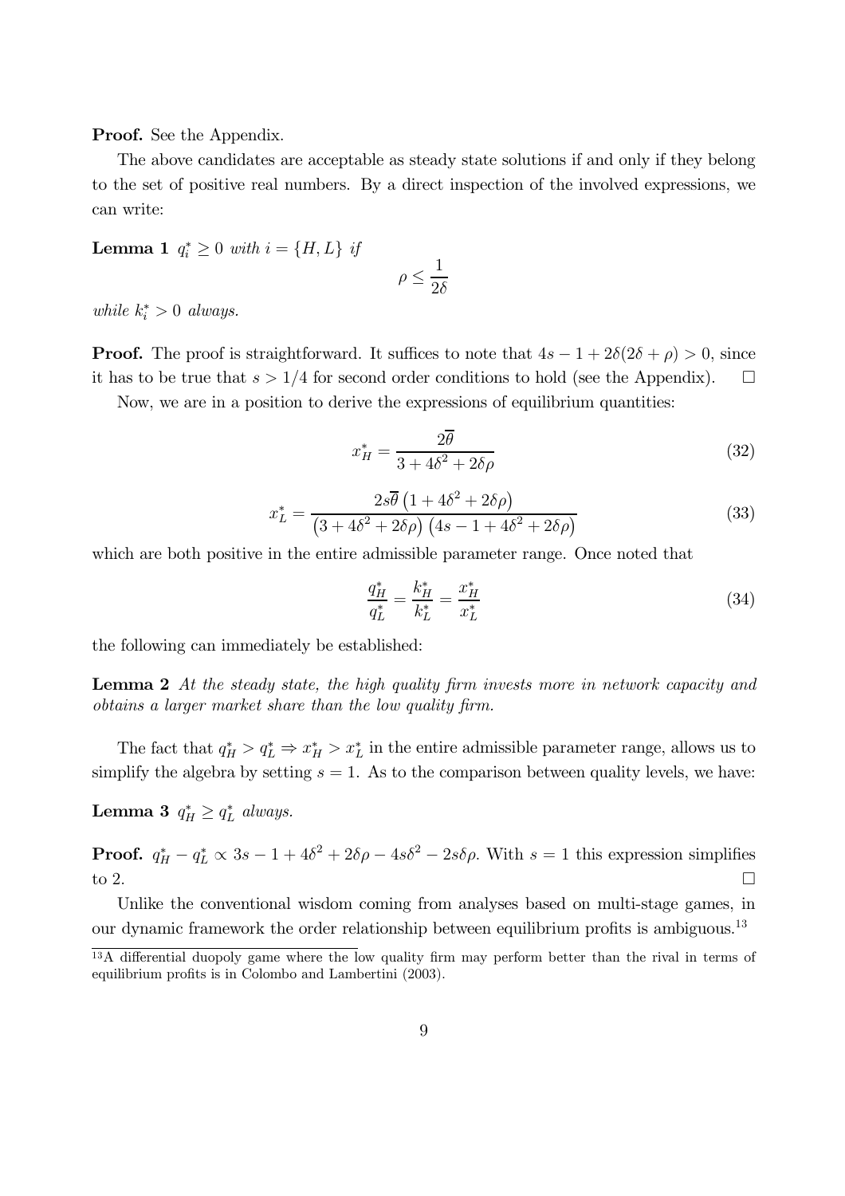**Proof.** See the Appendix.

The above candidates are acceptable as steady state solutions if and only if they belong to the set of positive real numbers. By a direct inspection of the involved expressions, we can write:

**Lemma 1** *$q_i^* \geq 0$ with $i = \{H, L\}$ if*

$$\rho \leq \frac{1}{2\delta}$$

*while $k_i^* > 0$ always.*

**Proof.** The proof is straightforward. It suffices to note that $4s - 1 + 2\delta(2\delta + \rho) > 0$, since it has to be true that $s > 1/4$ for second order conditions to hold (see the Appendix). $\square$

Now, we are in a position to derive the expressions of equilibrium quantities:

$$x_H^* = \frac{2\overline{\theta}}{3 + 4\delta^2 + 2\delta\rho} \tag{32}$$

$$x_L^* = \frac{2s\overline{\theta}\left(1 + 4\delta^2 + 2\delta\rho\right)}{\left(3 + 4\delta^2 + 2\delta\rho\right)\left(4s - 1 + 4\delta^2 + 2\delta\rho\right)} \tag{33}$$

which are both positive in the entire admissible parameter range. Once noted that

$$\frac{q_H^*}{q_L^*} = \frac{k_H^*}{k_L^*} = \frac{x_H^*}{x_L^*} \tag{34}$$

the following can immediately be established:

**Lemma 2** *At the steady state, the high quality firm invests more in network capacity and obtains a larger market share than the low quality firm.*

The fact that $q_H^* > q_L^* \Rightarrow x_H^* > x_L^*$ in the entire admissible parameter range, allows us to simplify the algebra by setting $s = 1$. As to the comparison between quality levels, we have:

**Lemma 3** *$q_H^* \geq q_L^*$ always.*

**Proof.** $q_H^* - q_L^* \propto 3s - 1 + 4\delta^2 + 2\delta\rho - 4s\delta^2 - 2s\delta\rho$. With $s = 1$ this expression simplifies to 2. $\square$

Unlike the conventional wisdom coming from analyses based on multi-stage games, in our dynamic framework the order relationship between equilibrium profits is ambiguous.[13]

[13] A differential duopoly game where the low quality firm may perform better than the rival in terms of equilibrium profits is in Colombo and Lambertini (2003).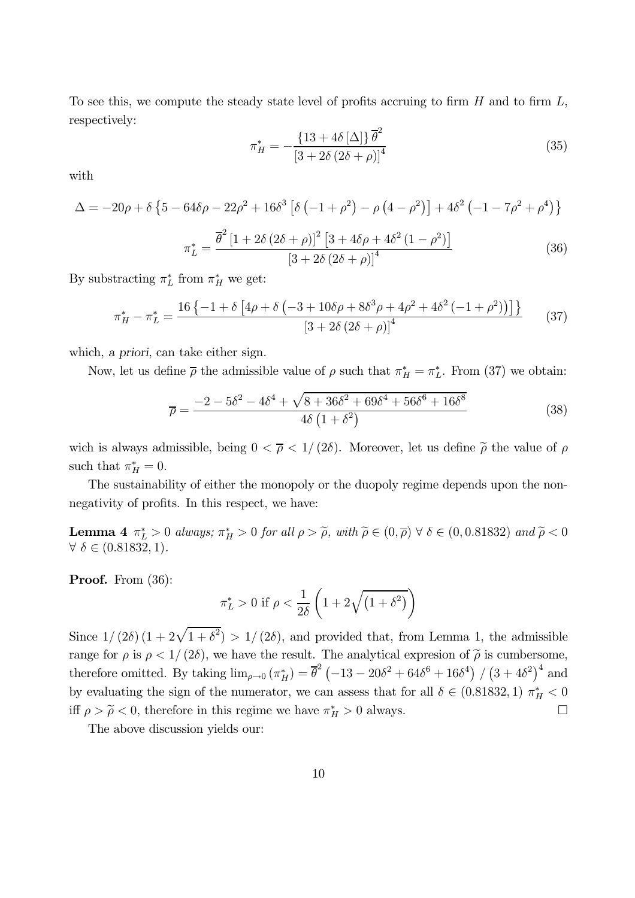To see this, we compute the steady state level of profits accruing to firm $H$ and to firm $L$, respectively:

$$\pi_H^* = -\frac{\{13 + 4\delta [\Delta]\} \overline{\theta}^2}{[3 + 2\delta (2\delta + \rho)]^4} \tag{35}$$

with

$$\Delta = -20\rho + \delta \left\{5 - 64\delta\rho - 22\rho^2 + 16\delta^3 \left[\delta \left(-1 + \rho^2\right) - \rho \left(4 - \rho^2\right)\right] + 4\delta^2 \left(-1 - 7\rho^2 + \rho^4\right)\right\}$$

$$\pi_L^* = \frac{\overline{\theta}^2 [1 + 2\delta (2\delta + \rho)]^2 \left[3 + 4\delta\rho + 4\delta^2 (1 - \rho^2)\right]}{[3 + 2\delta (2\delta + \rho)]^4} \tag{36}$$

By substracting $\pi_L^*$ from $\pi_H^*$ we get:

$$\pi_H^* - \pi_L^* = \frac{16 \left\{-1 + \delta \left[4\rho + \delta \left(-3 + 10\delta\rho + 8\delta^3\rho + 4\rho^2 + 4\delta^2 \left(-1 + \rho^2\right)\right)\right]\right\}}{[3 + 2\delta (2\delta + \rho)]^4} \tag{37}$$

which, *a priori*, can take either sign.

Now, let us define $\overline{\rho}$ the admissible value of $\rho$ such that $\pi_H^* = \pi_L^*$. From (37) we obtain:

$$\overline{\rho} = \frac{-2 - 5\delta^2 - 4\delta^4 + \sqrt{8 + 36\delta^2 + 69\delta^4 + 56\delta^6 + 16\delta^8}}{4\delta \left(1 + \delta^2\right)} \tag{38}$$

wich is always admissible, being $0 < \overline{\rho} < 1/(2\delta)$. Moreover, let us define $\widetilde{\rho}$ the value of $\rho$ such that $\pi_H^* = 0$.

The sustainability of either the monopoly or the duopoly regime depends upon the non-negativity of profits. In this respect, we have:

**Lemma 4** *$\pi_L^* > 0$ always; $\pi_H^* > 0$ for all $\rho > \widetilde{\rho}$, with $\widetilde{\rho} \in (0, \overline{\rho})$ $\forall\ \delta \in (0, 0.81832)$ and $\widetilde{\rho} < 0$ $\forall\ \delta \in (0.81832, 1)$.*

**Proof.** From (36):

$$\pi_L^* > 0 \text{ if } \rho < \frac{1}{2\delta} \left(1 + 2\sqrt{\left(1 + \delta^2\right)}\right)$$

Since $1/(2\delta)(1 + 2\sqrt{1 + \delta^2}) > 1/(2\delta)$, and provided that, from Lemma 1, the admissible range for $\rho$ is $\rho < 1/(2\delta)$, we have the result. The analytical expresion of $\widetilde{\rho}$ is cumbersome, therefore omitted. By taking $\lim_{\rho \to 0} (\pi_H^*) = \overline{\theta}^2 \left(-13 - 20\delta^2 + 64\delta^6 + 16\delta^4\right) / \left(3 + 4\delta^2\right)^4$ and by evaluating the sign of the numerator, we can assess that for all $\delta \in (0.81832, 1)$ $\pi_H^* < 0$ iff $\rho > \widetilde{\rho} < 0$, therefore in this regime we have $\pi_H^* > 0$ always. $\square$

The above discussion yields our: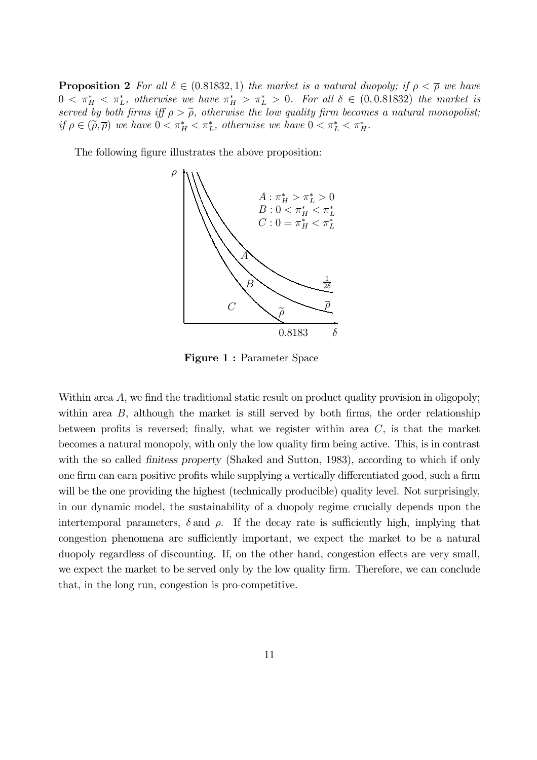**Proposition 2** *For all $\delta \in (0.81832, 1)$ the market is a natural duopoly; if $\rho < \overline{\rho}$ we have $0 < \pi_H^* < \pi_L^*$, otherwise we have $\pi_H^* > \pi_L^* > 0$. For all $\delta \in (0, 0.81832)$ the market is served by both firms iff $\rho > \widetilde{\rho}$, otherwise the low quality firm becomes a natural monopolist; if $\rho \in (\widetilde{\rho}, \overline{\rho})$ we have $0 < \pi_H^* < \pi_L^*$, otherwise we have $0 < \pi_L^* < \pi_H^*$.*

The following figure illustrates the above proposition:

**Figure 1 :** Parameter Space

Within area $A$, we find the traditional static result on product quality provision in oligopoly; within area $B$, although the market is still served by both firms, the order relationship between profits is reversed; finally, what we register within area $C$, is that the market becomes a natural monopoly, with only the low quality firm being active. This, is in contrast with the so called *finitess property* (Shaked and Sutton, 1983), according to which if only one firm can earn positive profits while supplying a vertically differentiated good, such a firm will be the one providing the highest (technically producible) quality level. Not surprisingly, in our dynamic model, the sustainability of a duopoly regime crucially depends upon the intertemporal parameters, $\delta$ and $\rho$. If the decay rate is sufficiently high, implying that congestion phenomena are sufficiently important, we expect the market to be a natural duopoly regardless of discounting. If, on the other hand, congestion effects are very small, we expect the market to be served only by the low quality firm. Therefore, we can conclude that, in the long run, congestion is pro-competitive.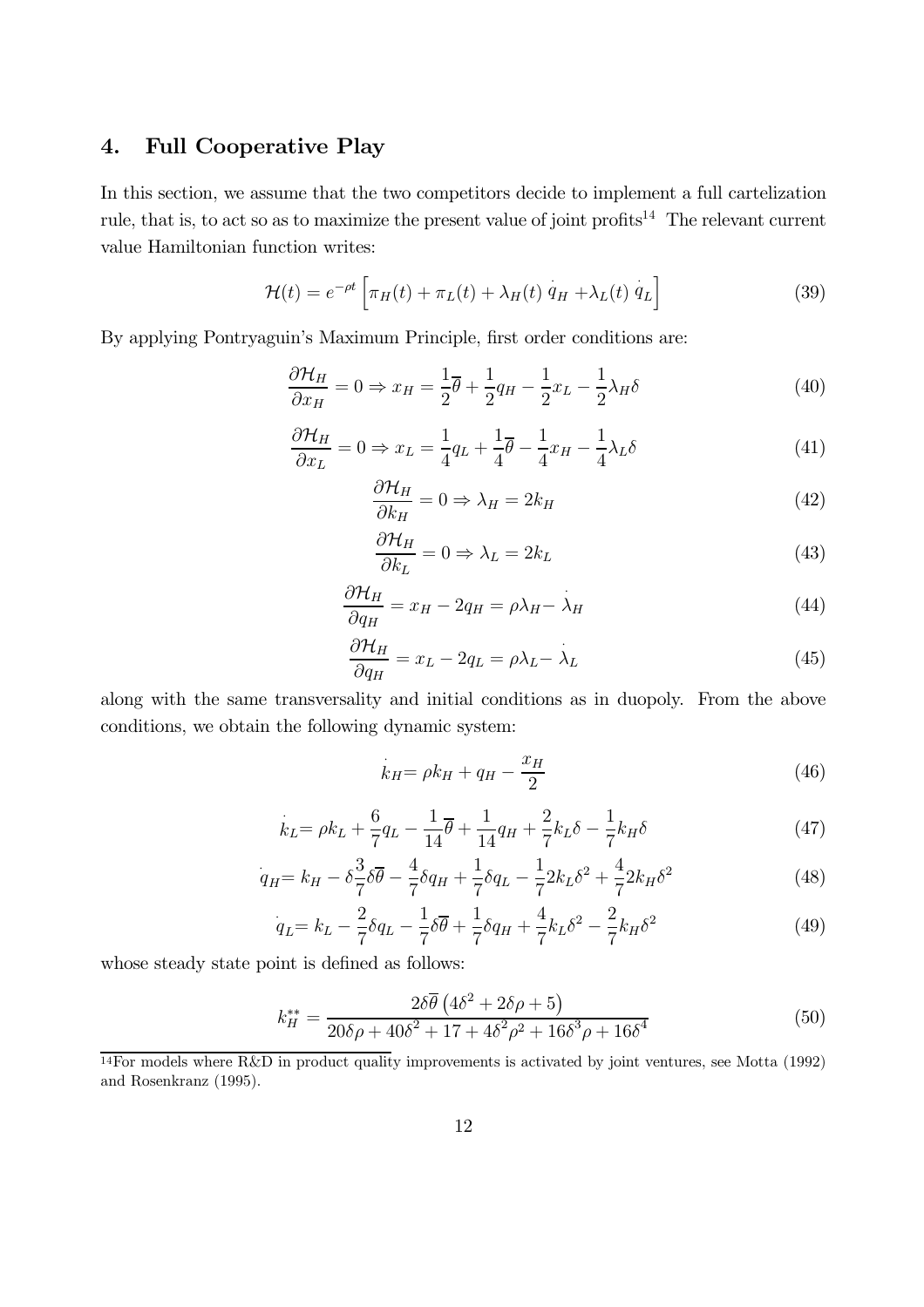## 4. Full Cooperative Play

In this section, we assume that the two competitors decide to implement a full cartelization rule, that is, to act so as to maximize the present value of joint profits[14] The relevant current value Hamiltonian function writes:

$$\mathcal{H}(t) = e^{-\rho t}\left[\pi_H(t) + \pi_L(t) + \lambda_H(t)\,\dot{q}_H + \lambda_L(t)\,\dot{q}_L\right] \tag{39}$$

By applying Pontryaguin's Maximum Principle, first order conditions are:

$$\frac{\partial \mathcal{H}_H}{\partial x_H} = 0 \Rightarrow x_H = \frac{1}{2}\overline{\theta} + \frac{1}{2}q_H - \frac{1}{2}x_L - \frac{1}{2}\lambda_H\delta \tag{40}$$

$$\frac{\partial \mathcal{H}_H}{\partial x_L} = 0 \Rightarrow x_L = \frac{1}{4}q_L + \frac{1}{4}\overline{\theta} - \frac{1}{4}x_H - \frac{1}{4}\lambda_L\delta \tag{41}$$

$$\frac{\partial \mathcal{H}_H}{\partial k_H} = 0 \Rightarrow \lambda_H = 2k_H \tag{42}$$

$$\frac{\partial \mathcal{H}_H}{\partial k_L} = 0 \Rightarrow \lambda_L = 2k_L \tag{43}$$

$$\frac{\partial \mathcal{H}_H}{\partial q_H} = x_H - 2q_H = \rho\lambda_H - \dot{\lambda}_H \tag{44}$$

$$\frac{\partial \mathcal{H}_H}{\partial q_H} = x_L - 2q_L = \rho\lambda_L - \dot{\lambda}_L \tag{45}$$

along with the same transversality and initial conditions as in duopoly. From the above conditions, we obtain the following dynamic system:

$$\dot{k}_H = \rho k_H + q_H - \frac{x_H}{2} \tag{46}$$

$$\dot{k}_L = \rho k_L + \frac{6}{7}q_L - \frac{1}{14}\overline{\theta} + \frac{1}{14}q_H + \frac{2}{7}k_L\delta - \frac{1}{7}k_H\delta \tag{47}$$

$$\dot{q}_H = k_H - \delta\frac{3}{7}\delta\overline{\theta} - \frac{4}{7}\delta q_H + \frac{1}{7}\delta q_L - \frac{1}{7}2k_L\delta^2 + \frac{4}{7}2k_H\delta^2 \tag{48}$$

$$\dot{q}_L = k_L - \frac{2}{7}\delta q_L - \frac{1}{7}\delta\overline{\theta} + \frac{1}{7}\delta q_H + \frac{4}{7}k_L\delta^2 - \frac{2}{7}k_H\delta^2 \tag{49}$$

whose steady state point is defined as follows:

$$k_H^{**} = \frac{2\delta\overline{\theta}\left(4\delta^2 + 2\delta\rho + 5\right)}{20\delta\rho + 40\delta^2 + 17 + 4\delta^2\rho^2 + 16\delta^3\rho + 16\delta^4} \tag{50}$$

[14] For models where R&D in product quality improvements is activated by joint ventures, see Motta (1992) and Rosenkranz (1995).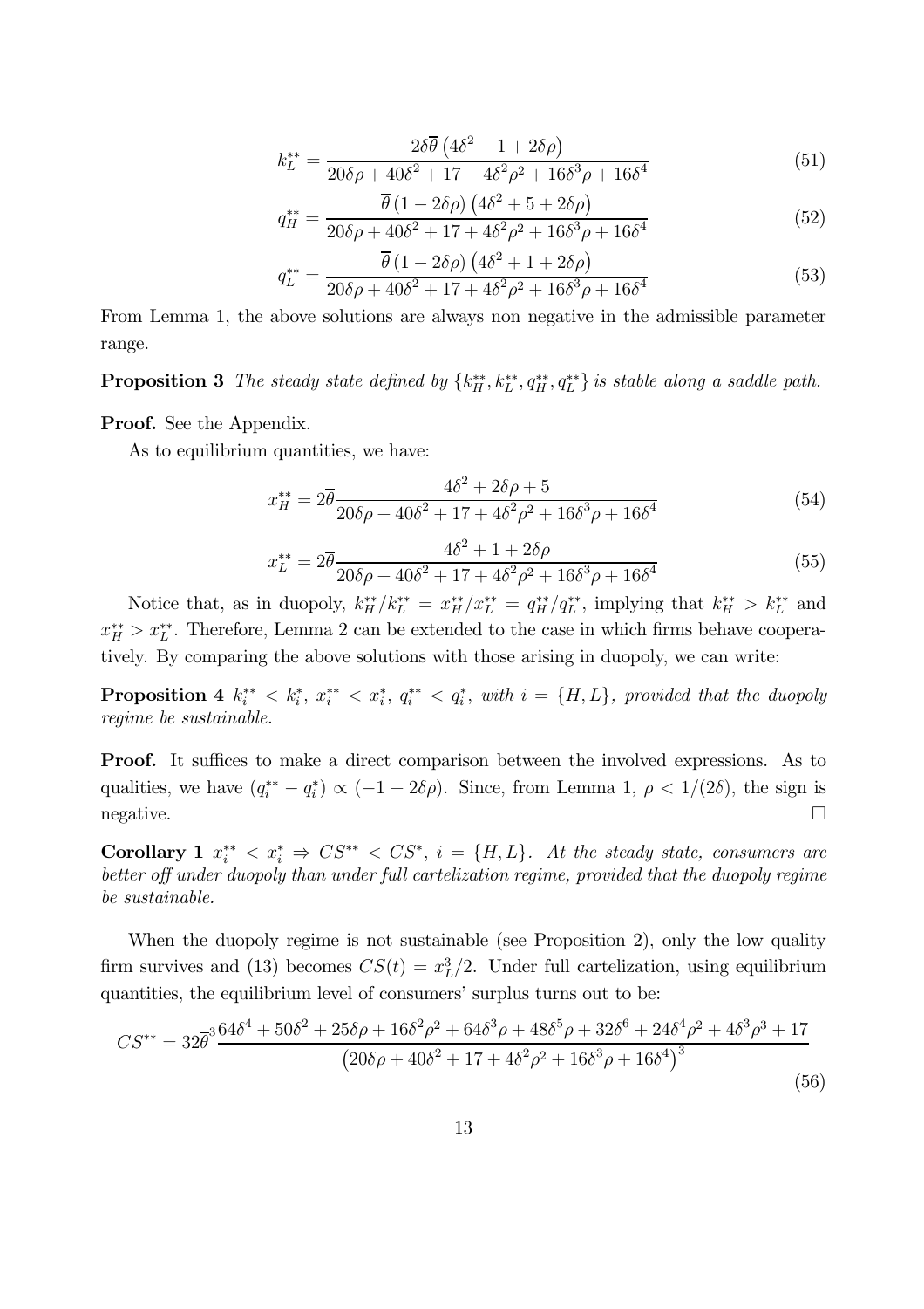$$k_L^{**} = \frac{2\delta\overline{\theta}\left(4\delta^2 + 1 + 2\delta\rho\right)}{20\delta\rho + 40\delta^2 + 17 + 4\delta^2\rho^2 + 16\delta^3\rho + 16\delta^4} \tag{51}$$

$$q_H^{**} = \frac{\overline{\theta}\left(1 - 2\delta\rho\right)\left(4\delta^2 + 5 + 2\delta\rho\right)}{20\delta\rho + 40\delta^2 + 17 + 4\delta^2\rho^2 + 16\delta^3\rho + 16\delta^4} \tag{52}$$

$$q_L^{**} = \frac{\overline{\theta}\left(1 - 2\delta\rho\right)\left(4\delta^2 + 1 + 2\delta\rho\right)}{20\delta\rho + 40\delta^2 + 17 + 4\delta^2\rho^2 + 16\delta^3\rho + 16\delta^4} \tag{53}$$

From Lemma 1, the above solutions are always non negative in the admissible parameter range.

**Proposition 3** *The steady state defined by* $\{k_H^{**}, k_L^{**}, q_H^{**}, q_L^{**}\}$ *is stable along a saddle path.*

**Proof.** See the Appendix.

As to equilibrium quantities, we have:

$$x_H^{**} = 2\overline{\theta}\frac{4\delta^2 + 2\delta\rho + 5}{20\delta\rho + 40\delta^2 + 17 + 4\delta^2\rho^2 + 16\delta^3\rho + 16\delta^4} \tag{54}$$

$$x_L^{**} = 2\overline{\theta}\frac{4\delta^2 + 1 + 2\delta\rho}{20\delta\rho + 40\delta^2 + 17 + 4\delta^2\rho^2 + 16\delta^3\rho + 16\delta^4} \tag{55}$$

Notice that, as in duopoly, $k_H^{**}/k_L^{**} = x_H^{**}/x_L^{**} = q_H^{**}/q_L^{**}$, implying that $k_H^{**} > k_L^{**}$ and $x_H^{**} > x_L^{**}$. Therefore, Lemma 2 can be extended to the case in which firms behave cooperatively. By comparing the above solutions with those arising in duopoly, we can write:

**Proposition 4** $k_i^{**} < k_i^*$, $x_i^{**} < x_i^*$, $q_i^{**} < q_i^*$, *with* $i = \{H, L\}$, *provided that the duopoly regime be sustainable.*

**Proof.** It suffices to make a direct comparison between the involved expressions. As to qualities, we have $(q_i^{**} - q_i^*) \propto (-1 + 2\delta\rho)$. Since, from Lemma 1, $\rho < 1/(2\delta)$, the sign is negative. $\square$

**Corollary 1** $x_i^{**} < x_i^* \Rightarrow CS^{**} < CS^*$, $i = \{H, L\}$. *At the steady state, consumers are better off under duopoly than under full cartelization regime, provided that the duopoly regime be sustainable.*

When the duopoly regime is not sustainable (see Proposition 2), only the low quality firm survives and (13) becomes $CS(t) = x_L^3/2$. Under full cartelization, using equilibrium quantities, the equilibrium level of consumers' surplus turns out to be:

$$CS^{**} = 32\overline{\theta}^3\frac{64\delta^4 + 50\delta^2 + 25\delta\rho + 16\delta^2\rho^2 + 64\delta^3\rho + 48\delta^5\rho + 32\delta^6 + 24\delta^4\rho^2 + 4\delta^3\rho^3 + 17}{\left(20\delta\rho + 40\delta^2 + 17 + 4\delta^2\rho^2 + 16\delta^3\rho + 16\delta^4\right)^3} \tag{56}$$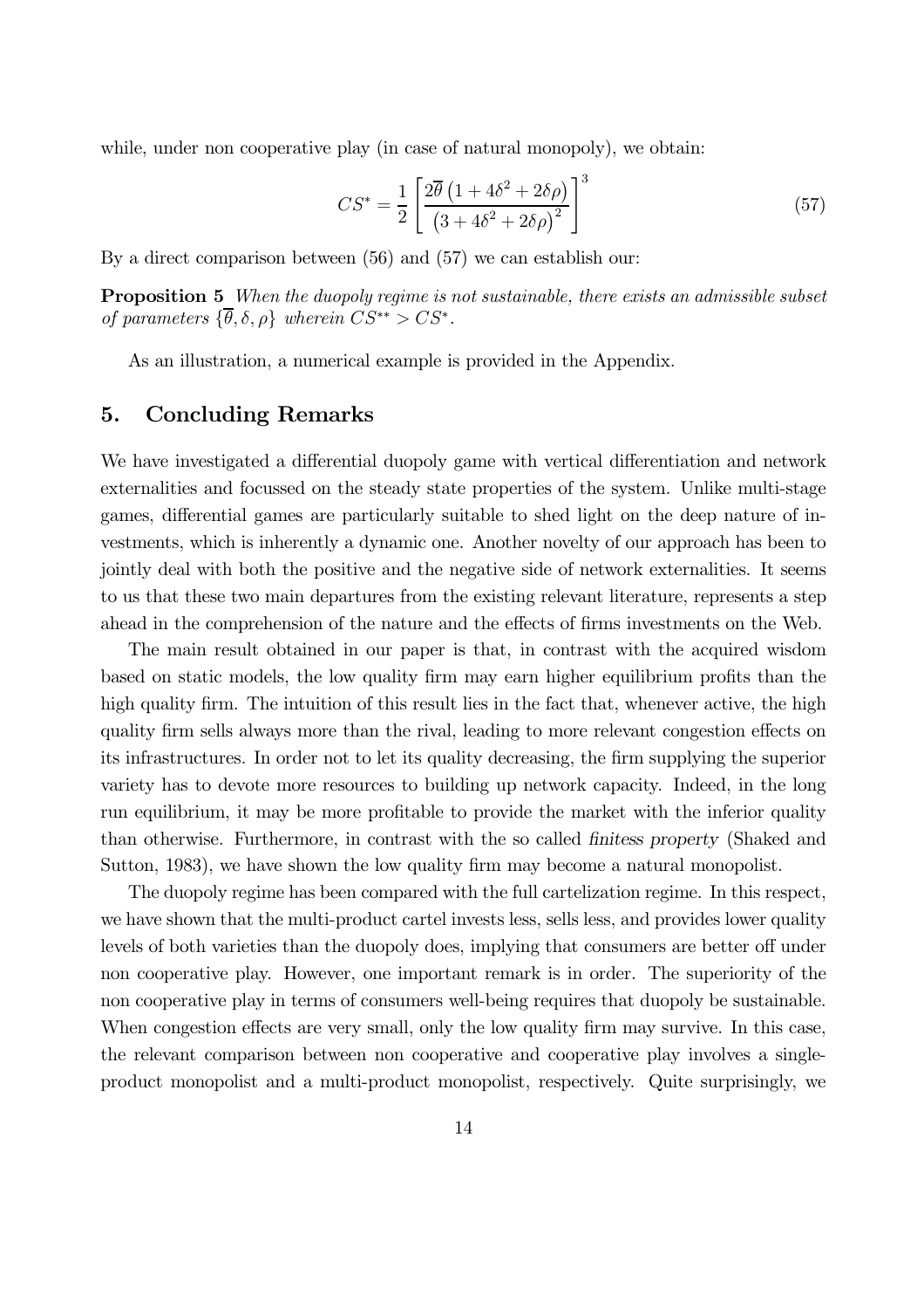while, under non cooperative play (in case of natural monopoly), we obtain:

$$CS^{*}=\frac{1}{2}\left[\frac{2\overline{\theta}\left(1+4\delta^{2}+2\delta\rho\right)}{\left(3+4\delta^{2}+2\delta\rho\right)^{2}}\right]^{3} \tag{57}$$

By a direct comparison between (56) and (57) we can establish our:

**Proposition 5** *When the duopoly regime is not sustainable, there exists an admissible subset of parameters* $\{\overline{\theta}, \delta, \rho\}$ *wherein* $CS^{**} > CS^{*}$.

As an illustration, a numerical example is provided in the Appendix.

## 5. Concluding Remarks

We have investigated a differential duopoly game with vertical differentiation and network externalities and focussed on the steady state properties of the system. Unlike multi-stage games, differential games are particularly suitable to shed light on the deep nature of investments, which is inherently a dynamic one. Another novelty of our approach has been to jointly deal with both the positive and the negative side of network externalities. It seems to us that these two main departures from the existing relevant literature, represents a step ahead in the comprehension of the nature and the effects of firms investments on the Web.

The main result obtained in our paper is that, in contrast with the acquired wisdom based on static models, the low quality firm may earn higher equilibrium profits than the high quality firm. The intuition of this result lies in the fact that, whenever active, the high quality firm sells always more than the rival, leading to more relevant congestion effects on its infrastructures. In order not to let its quality decreasing, the firm supplying the superior variety has to devote more resources to building up network capacity. Indeed, in the long run equilibrium, it may be more profitable to provide the market with the inferior quality than otherwise. Furthermore, in contrast with the so called *finitess property* (Shaked and Sutton, 1983), we have shown the low quality firm may become a natural monopolist.

The duopoly regime has been compared with the full cartelization regime. In this respect, we have shown that the multi-product cartel invests less, sells less, and provides lower quality levels of both varieties than the duopoly does, implying that consumers are better off under non cooperative play. However, one important remark is in order. The superiority of the non cooperative play in terms of consumers well-being requires that duopoly be sustainable. When congestion effects are very small, only the low quality firm may survive. In this case, the relevant comparison between non cooperative and cooperative play involves a single-product monopolist and a multi-product monopolist, respectively. Quite surprisingly, we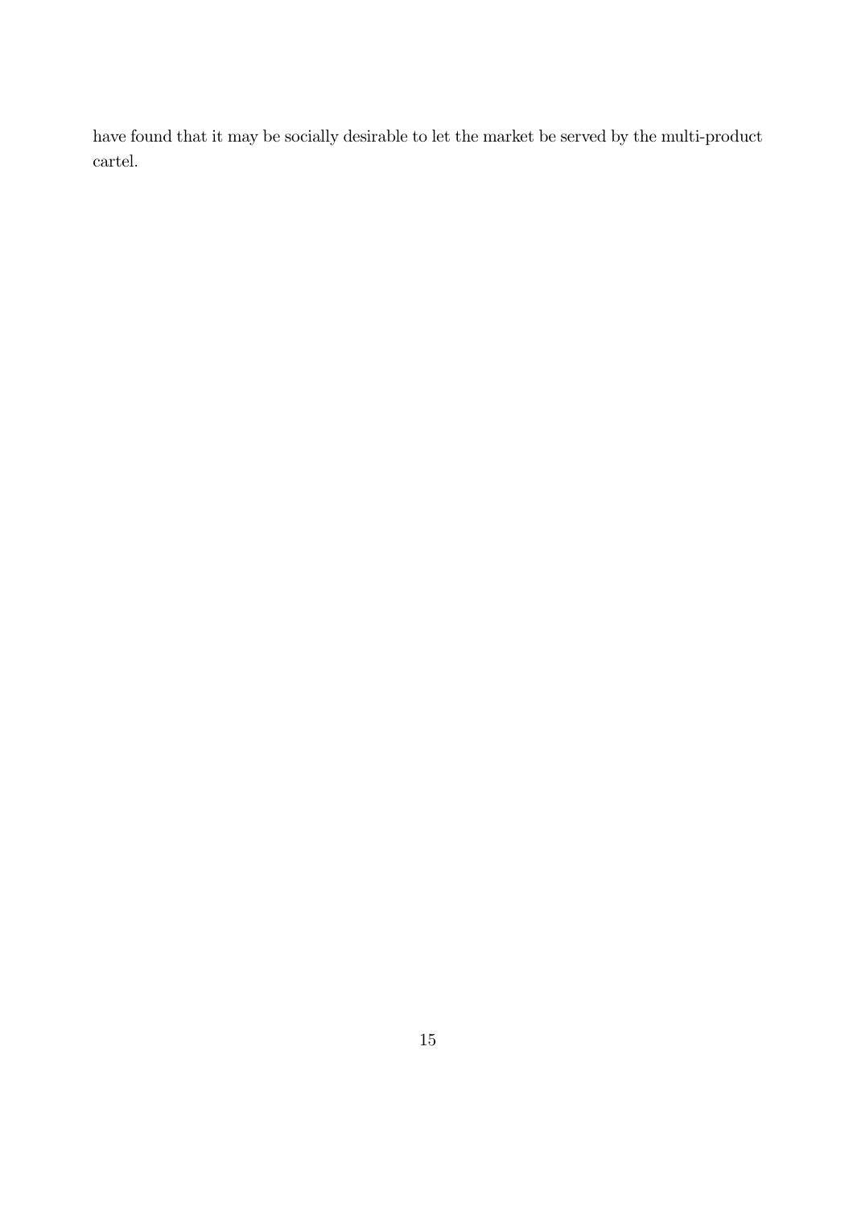have found that it may be socially desirable to let the market be served by the multi-product cartel.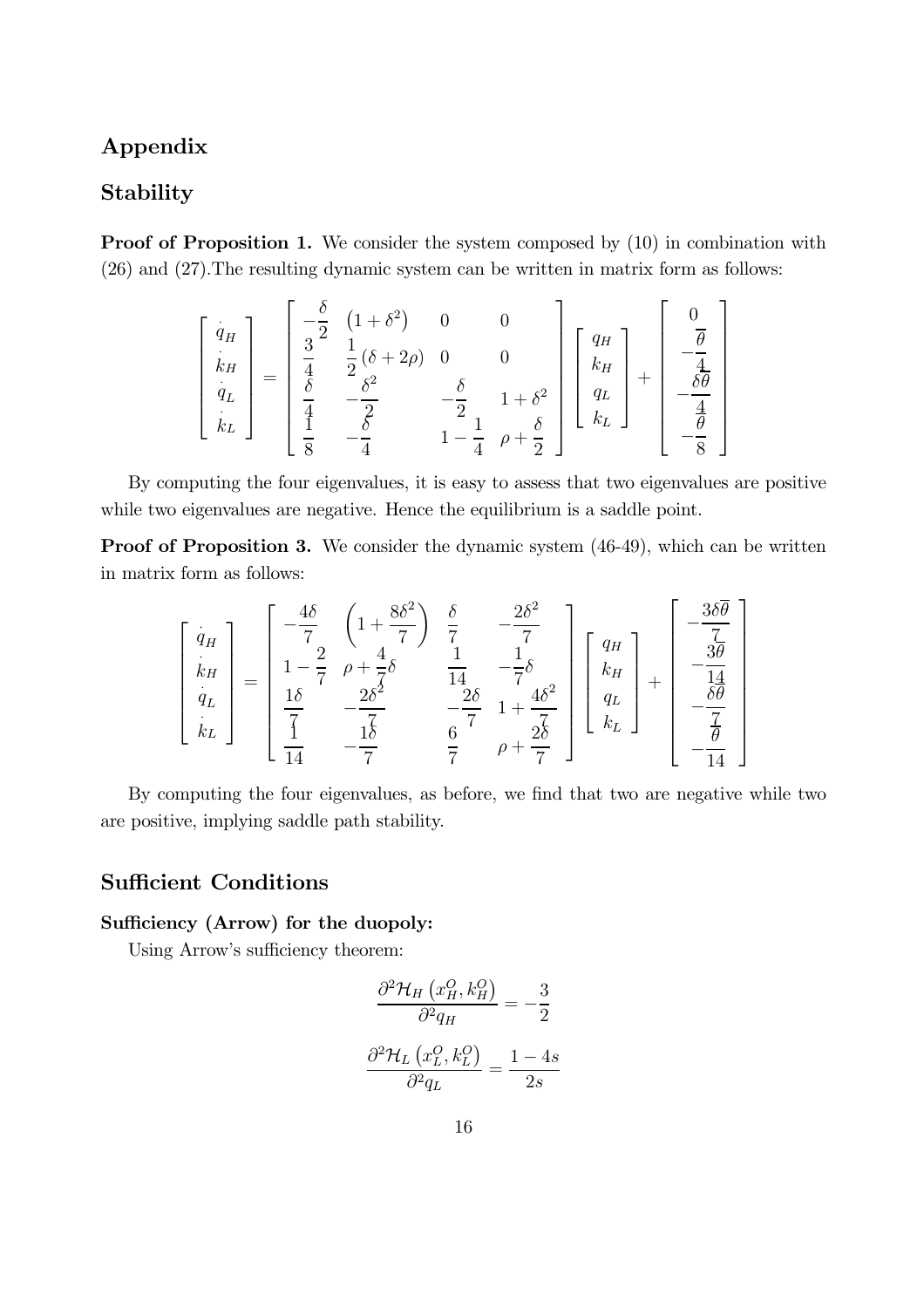# Appendix

## Stability

**Proof of Proposition 1.** We consider the system composed by (10) in combination with (26) and (27).The resulting dynamic system can be written in matrix form as follows:

$$
\begin{bmatrix} \dot{q}_H \\ \dot{k}_H \\ \dot{q}_L \\ \dot{k}_L \end{bmatrix} = \begin{bmatrix} -\frac{\delta}{2} & \left(1+\delta^2\right) & 0 & 0 \\ \frac{3}{4} & \frac{1}{2}\left(\delta+2\rho\right) & 0 & 0 \\ \frac{\delta}{4} & -\frac{\delta^2}{2} & -\frac{\delta}{2} & 1+\delta^2 \\ \frac{1}{8} & -\frac{\delta}{4} & 1-\frac{1}{4} & \rho+\frac{\delta}{2} \end{bmatrix} \begin{bmatrix} q_H \\ k_H \\ q_L \\ k_L \end{bmatrix} + \begin{bmatrix} 0 \\ -\frac{\overline{\theta}}{4} \\ -\frac{\delta\overline{\theta}}{4} \\ -\frac{\overline{\theta}}{8} \end{bmatrix}
$$

By computing the four eigenvalues, it is easy to assess that two eigenvalues are positive while two eigenvalues are negative. Hence the equilibrium is a saddle point.

**Proof of Proposition 3.** We consider the dynamic system (46-49), which can be written in matrix form as follows:

$$
\begin{bmatrix} \dot{q}_H \\ \dot{k}_H \\ \dot{q}_L \\ \dot{k}_L \end{bmatrix} = \begin{bmatrix} -\frac{4\delta}{7} & \left(1+\frac{8\delta^2}{7}\right) & \frac{\delta}{7} & -\frac{2\delta^2}{7} \\ 1-\frac{2}{7} & \rho+\frac{4}{7}\delta & \frac{1}{14} & -\frac{1}{7}\delta \\ \frac{1\delta}{7} & -\frac{2\delta^2}{7} & -\frac{2\delta}{7} & 1+\frac{4\delta^2}{7} \\ \frac{1}{14} & -\frac{1\delta}{7} & \frac{6}{7} & \rho+\frac{2\delta}{7} \end{bmatrix} \begin{bmatrix} q_H \\ k_H \\ q_L \\ k_L \end{bmatrix} + \begin{bmatrix} -\frac{3\delta\overline{\theta}}{7} \\ -\frac{3\overline{\theta}}{14} \\ -\frac{\delta\overline{\theta}}{7} \\ -\frac{\overline{\theta}}{14} \end{bmatrix}
$$

By computing the four eigenvalues, as before, we find that two are negative while two are positive, implying saddle path stability.

## Sufficient Conditions

### Sufficiency (Arrow) for the duopoly:

Using Arrow's sufficiency theorem:

$$
\frac{\partial^2 \mathcal{H}_H\left(x_H^O, k_H^O\right)}{\partial^2 q_H} = -\frac{3}{2}
$$

$$
\frac{\partial^2 \mathcal{H}_L\left(x_L^O, k_L^O\right)}{\partial^2 q_L} = \frac{1-4s}{2s}
$$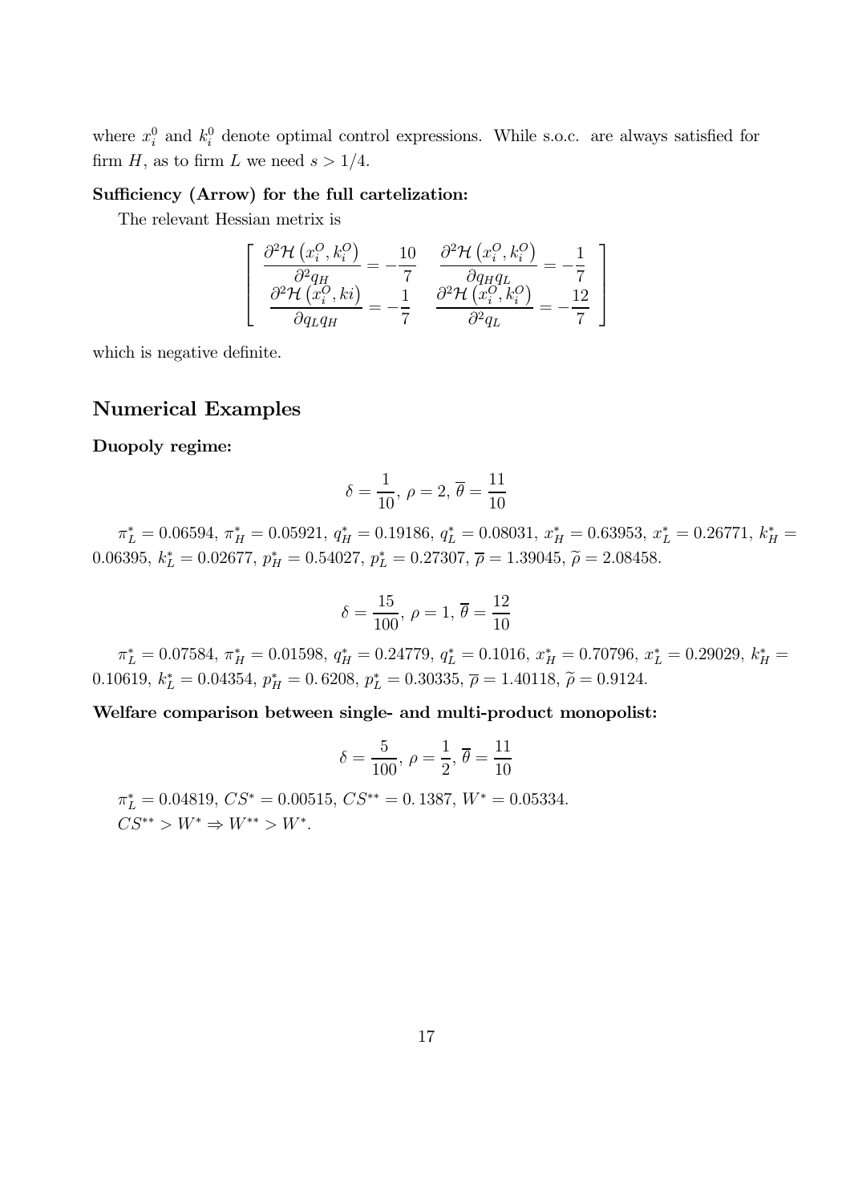where $x_i^0$ and $k_i^0$ denote optimal control expressions. While s.o.c. are always satisfied for firm $H$, as to firm $L$ we need $s > 1/4$.

**Sufficiency (Arrow) for the full cartelization:**

The relevant Hessian metrix is

$$\left[ \begin{array}{cc} \dfrac{\partial^2 \mathcal{H}\left(x_i^O, k_i^O\right)}{\partial^2 q_H} = -\dfrac{10}{7} & \dfrac{\partial^2 \mathcal{H}\left(x_i^O, k_i^O\right)}{\partial q_H q_L} = -\dfrac{1}{7} \\ \dfrac{\partial^2 \mathcal{H}\left(x_i^O, ki\right)}{\partial q_L q_H} = -\dfrac{1}{7} & \dfrac{\partial^2 \mathcal{H}\left(x_i^O, k_i^O\right)}{\partial^2 q_L} = -\dfrac{12}{7} \end{array} \right]$$

which is negative definite.

## Numerical Examples

**Duopoly regime:**

$$\delta = \frac{1}{10},\ \rho = 2,\ \overline{\theta} = \frac{11}{10}$$

$\pi_L^* = 0.06594$, $\pi_H^* = 0.05921$, $q_H^* = 0.19186$, $q_L^* = 0.08031$, $x_H^* = 0.63953$, $x_L^* = 0.26771$, $k_H^* = 0.06395$, $k_L^* = 0.02677$, $p_H^* = 0.54027$, $p_L^* = 0.27307$, $\overline{\rho} = 1.39045$, $\widetilde{\rho} = 2.08458$.

$$\delta = \frac{15}{100},\ \rho = 1,\ \overline{\theta} = \frac{12}{10}$$

$\pi_L^* = 0.07584$, $\pi_H^* = 0.01598$, $q_H^* = 0.24779$, $q_L^* = 0.1016$, $x_H^* = 0.70796$, $x_L^* = 0.29029$, $k_H^* = 0.10619$, $k_L^* = 0.04354$, $p_H^* = 0.6208$, $p_L^* = 0.30335$, $\overline{\rho} = 1.40118$, $\widetilde{\rho} = 0.9124$.

**Welfare comparison between single- and multi-product monopolist:**

$$\delta = \frac{5}{100},\ \rho = \frac{1}{2},\ \overline{\theta} = \frac{11}{10}$$

$\pi_L^* = 0.04819$, $CS^* = 0.00515$, $CS^{**} = 0.1387$, $W^* = 0.05334$.

$CS^{**} > W^* \Rightarrow W^{**} > W^*$.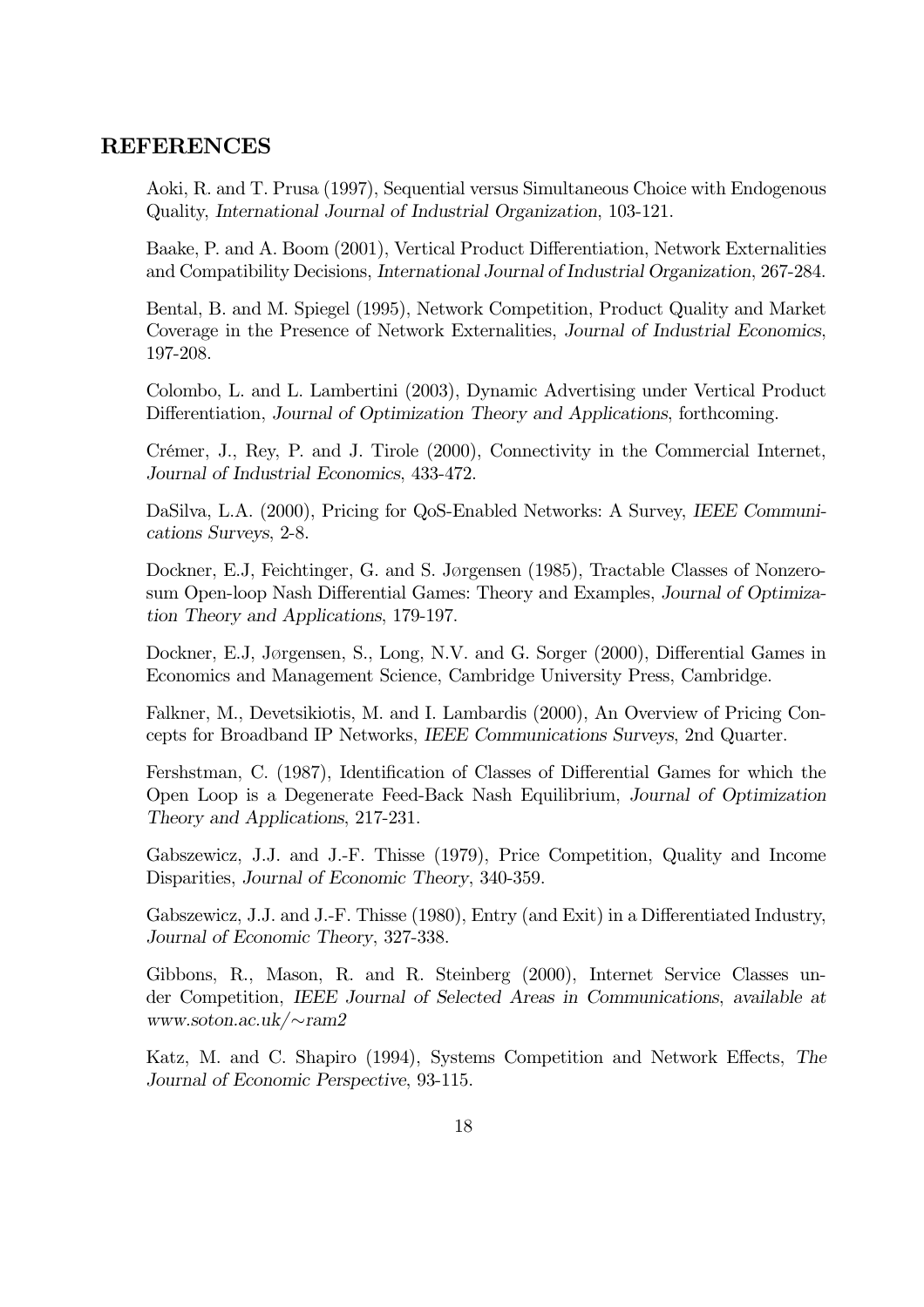## REFERENCES

Aoki, R. and T. Prusa (1997), Sequential versus Simultaneous Choice with Endogenous Quality, *International Journal of Industrial Organization*, 103-121.

Baake, P. and A. Boom (2001), Vertical Product Differentiation, Network Externalities and Compatibility Decisions, *International Journal of Industrial Organization*, 267-284.

Bental, B. and M. Spiegel (1995), Network Competition, Product Quality and Market Coverage in the Presence of Network Externalities, *Journal of Industrial Economics*, 197-208.

Colombo, L. and L. Lambertini (2003), Dynamic Advertising under Vertical Product Differentiation, *Journal of Optimization Theory and Applications*, forthcoming.

Crémer, J., Rey, P. and J. Tirole (2000), Connectivity in the Commercial Internet, *Journal of Industrial Economics*, 433-472.

DaSilva, L.A. (2000), Pricing for QoS-Enabled Networks: A Survey, *IEEE Communications Surveys*, 2-8.

Dockner, E.J, Feichtinger, G. and S. Jørgensen (1985), Tractable Classes of Nonzero-sum Open-loop Nash Differential Games: Theory and Examples, *Journal of Optimization Theory and Applications*, 179-197.

Dockner, E.J, Jørgensen, S., Long, N.V. and G. Sorger (2000), Differential Games in Economics and Management Science, Cambridge University Press, Cambridge.

Falkner, M., Devetsikiotis, M. and I. Lambardis (2000), An Overview of Pricing Concepts for Broadband IP Networks, *IEEE Communications Surveys*, 2nd Quarter.

Fershstman, C. (1987), Identification of Classes of Differential Games for which the Open Loop is a Degenerate Feed-Back Nash Equilibrium, *Journal of Optimization Theory and Applications*, 217-231.

Gabszewicz, J.J. and J.-F. Thisse (1979), Price Competition, Quality and Income Disparities, *Journal of Economic Theory*, 340-359.

Gabszewicz, J.J. and J.-F. Thisse (1980), Entry (and Exit) in a Differentiated Industry, *Journal of Economic Theory*, 327-338.

Gibbons, R., Mason, R. and R. Steinberg (2000), Internet Service Classes under Competition, *IEEE Journal of Selected Areas in Communications*, *available at www.soton.ac.uk/∼ram2*

Katz, M. and C. Shapiro (1994), Systems Competition and Network Effects, *The Journal of Economic Perspective*, 93-115.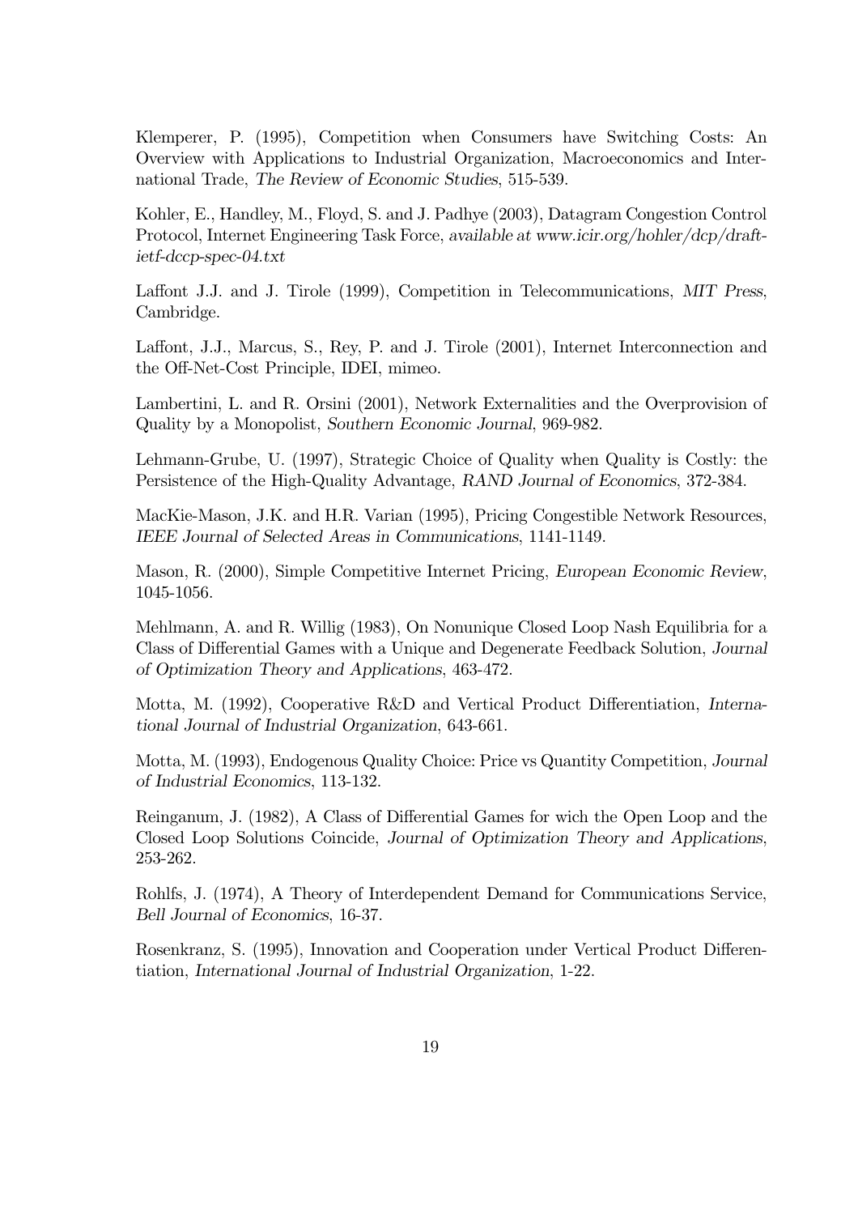Klemperer, P. (1995), Competition when Consumers have Switching Costs: An Overview with Applications to Industrial Organization, Macroeconomics and International Trade, *The Review of Economic Studies*, 515-539.

Kohler, E., Handley, M., Floyd, S. and J. Padhye (2003), Datagram Congestion Control Protocol, Internet Engineering Task Force, *available at www.icir.org/hohler/dcp/draft-ietf-dccp-spec-04.txt*

Laffont J.J. and J. Tirole (1999), Competition in Telecommunications, *MIT Press*, Cambridge.

Laffont, J.J., Marcus, S., Rey, P. and J. Tirole (2001), Internet Interconnection and the Off-Net-Cost Principle, IDEI, mimeo.

Lambertini, L. and R. Orsini (2001), Network Externalities and the Overprovision of Quality by a Monopolist, *Southern Economic Journal*, 969-982.

Lehmann-Grube, U. (1997), Strategic Choice of Quality when Quality is Costly: the Persistence of the High-Quality Advantage, *RAND Journal of Economics*, 372-384.

MacKie-Mason, J.K. and H.R. Varian (1995), Pricing Congestible Network Resources, *IEEE Journal of Selected Areas in Communications*, 1141-1149.

Mason, R. (2000), Simple Competitive Internet Pricing, *European Economic Review*, 1045-1056.

Mehlmann, A. and R. Willig (1983), On Nonunique Closed Loop Nash Equilibria for a Class of Differential Games with a Unique and Degenerate Feedback Solution, *Journal of Optimization Theory and Applications*, 463-472.

Motta, M. (1992), Cooperative R&D and Vertical Product Differentiation, *International Journal of Industrial Organization*, 643-661.

Motta, M. (1993), Endogenous Quality Choice: Price vs Quantity Competition, *Journal of Industrial Economics*, 113-132.

Reinganum, J. (1982), A Class of Differential Games for wich the Open Loop and the Closed Loop Solutions Coincide, *Journal of Optimization Theory and Applications*, 253-262.

Rohlfs, J. (1974), A Theory of Interdependent Demand for Communications Service, *Bell Journal of Economics*, 16-37.

Rosenkranz, S. (1995), Innovation and Cooperation under Vertical Product Differentiation, *International Journal of Industrial Organization*, 1-22.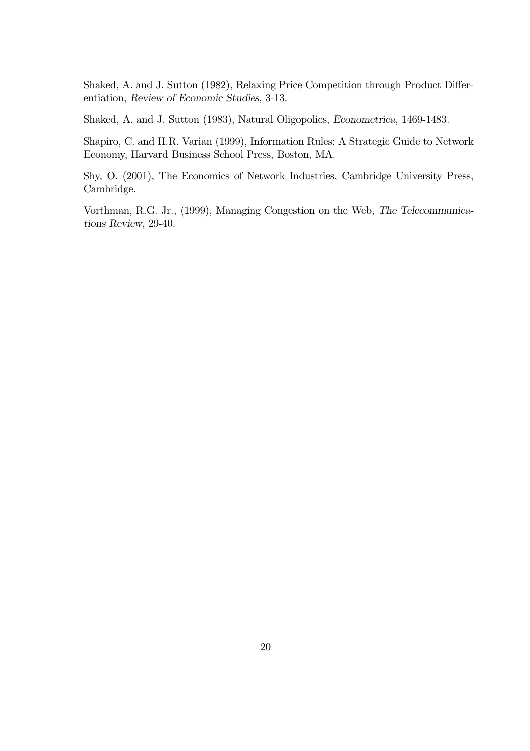Shaked, A. and J. Sutton (1982), Relaxing Price Competition through Product Differentiation, *Review of Economic Studies*, 3-13.

Shaked, A. and J. Sutton (1983), Natural Oligopolies, *Econometrica*, 1469-1483.

Shapiro, C. and H.R. Varian (1999), Information Rules: A Strategic Guide to Network Economy, Harvard Business School Press, Boston, MA.

Shy, O. (2001), The Economics of Network Industries, Cambridge University Press, Cambridge.

Vorthman, R.G. Jr., (1999), Managing Congestion on the Web, *The Telecommunications Review*, 29-40.